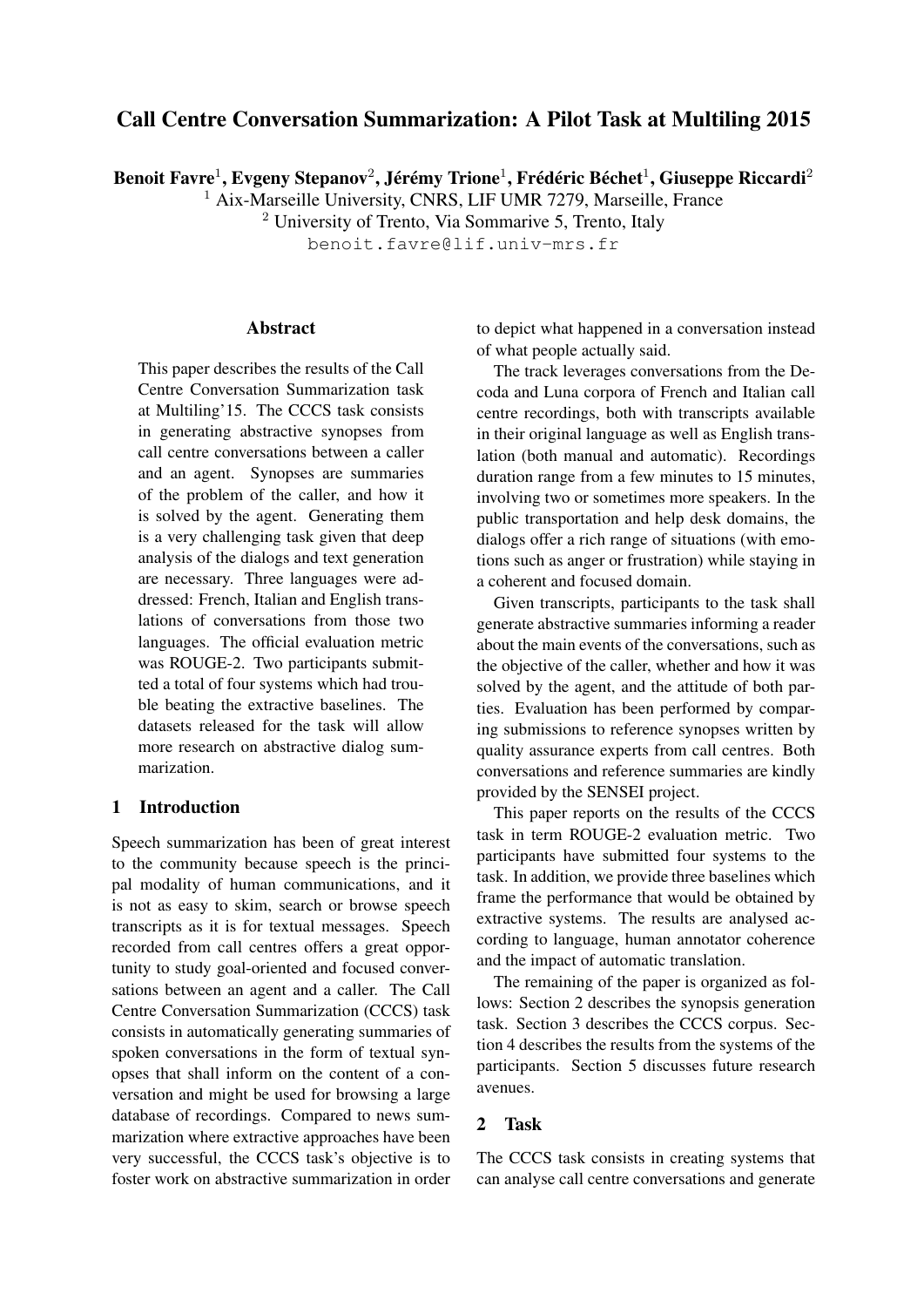# Call Centre Conversation Summarization: A Pilot Task at Multiling 2015

**Benoit Favre[1], Evgeny Stepanov[2], Jérémy Trione[1], Frédéric Béchet[1], Giuseppe Riccardi[2]**
[1] Aix-Marseille University, CNRS, LIF UMR 7279, Marseille, France
[2] University of Trento, Via Sommarive 5, Trento, Italy
benoit.favre@lif.univ-mrs.fr

## Abstract

This paper describes the results of the Call Centre Conversation Summarization task at Multiling'15. The CCCS task consists in generating abstractive synopses from call centre conversations between a caller and an agent. Synopses are summaries of the problem of the caller, and how it is solved by the agent. Generating them is a very challenging task given that deep analysis of the dialogs and text generation are necessary. Three languages were addressed: French, Italian and English translations of conversations from those two languages. The official evaluation metric was ROUGE-2. Two participants submitted a total of four systems which had trouble beating the extractive baselines. The datasets released for the task will allow more research on abstractive dialog summarization.

## 1 Introduction

Speech summarization has been of great interest to the community because speech is the principal modality of human communications, and it is not as easy to skim, search or browse speech transcripts as it is for textual messages. Speech recorded from call centres offers a great opportunity to study goal-oriented and focused conversations between an agent and a caller. The Call Centre Conversation Summarization (CCCS) task consists in automatically generating summaries of spoken conversations in the form of textual synopses that shall inform on the content of a conversation and might be used for browsing a large database of recordings. Compared to news summarization where extractive approaches have been very successful, the CCCS task's objective is to foster work on abstractive summarization in order to depict what happened in a conversation instead of what people actually said.

The track leverages conversations from the Decoda and Luna corpora of French and Italian call centre recordings, both with transcripts available in their original language as well as English translation (both manual and automatic). Recordings duration range from a few minutes to 15 minutes, involving two or sometimes more speakers. In the public transportation and help desk domains, the dialogs offer a rich range of situations (with emotions such as anger or frustration) while staying in a coherent and focused domain.

Given transcripts, participants to the task shall generate abstractive summaries informing a reader about the main events of the conversations, such as the objective of the caller, whether and how it was solved by the agent, and the attitude of both parties. Evaluation has been performed by comparing submissions to reference synopses written by quality assurance experts from call centres. Both conversations and reference summaries are kindly provided by the SENSEI project.

This paper reports on the results of the CCCS task in term ROUGE-2 evaluation metric. Two participants have submitted four systems to the task. In addition, we provide three baselines which frame the performance that would be obtained by extractive systems. The results are analysed according to language, human annotator coherence and the impact of automatic translation.

The remaining of the paper is organized as follows: Section 2 describes the synopsis generation task. Section 3 describes the CCCS corpus. Section 4 describes the results from the systems of the participants. Section 5 discusses future research avenues.

## 2 Task

The CCCS task consists in creating systems that can analyse call centre conversations and generate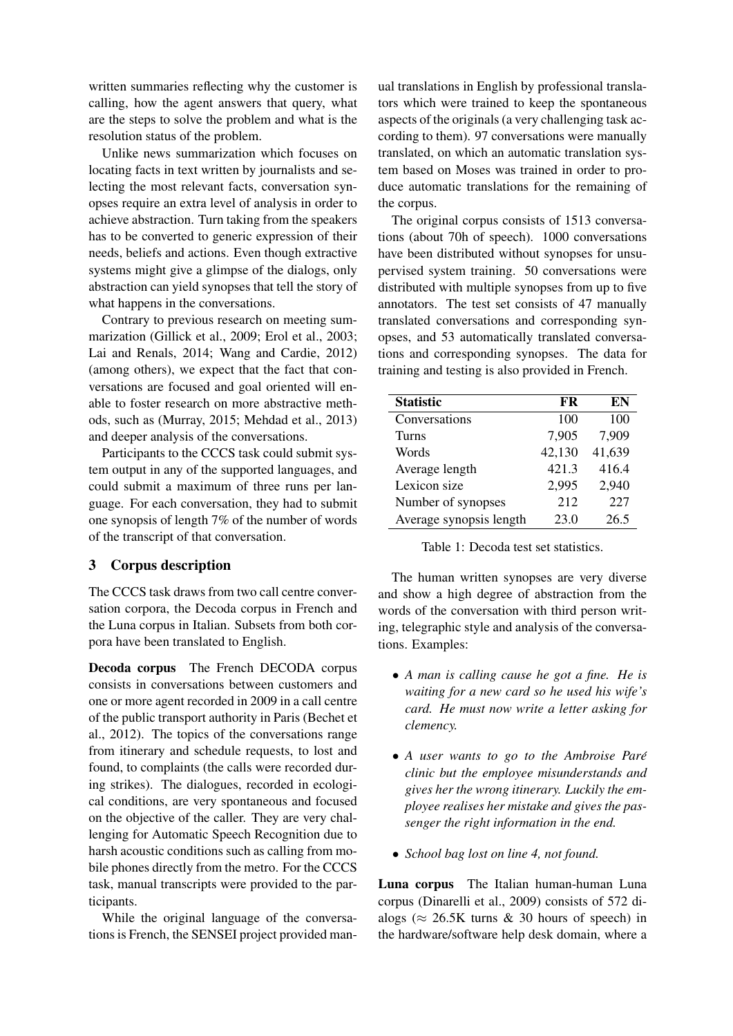written summaries reflecting why the customer is calling, how the agent answers that query, what are the steps to solve the problem and what is the resolution status of the problem.

Unlike news summarization which focuses on locating facts in text written by journalists and selecting the most relevant facts, conversation synopses require an extra level of analysis in order to achieve abstraction. Turn taking from the speakers has to be converted to generic expression of their needs, beliefs and actions. Even though extractive systems might give a glimpse of the dialogs, only abstraction can yield synopses that tell the story of what happens in the conversations.

Contrary to previous research on meeting summarization (Gillick et al., 2009; Erol et al., 2003; Lai and Renals, 2014; Wang and Cardie, 2012) (among others), we expect that the fact that conversations are focused and goal oriented will enable to foster research on more abstractive methods, such as (Murray, 2015; Mehdad et al., 2013) and deeper analysis of the conversations.

Participants to the CCCS task could submit system output in any of the supported languages, and could submit a maximum of three runs per language. For each conversation, they had to submit one synopsis of length 7% of the number of words of the transcript of that conversation.

## 3 Corpus description

The CCCS task draws from two call centre conversation corpora, the Decoda corpus in French and the Luna corpus in Italian. Subsets from both corpora have been translated to English.

**Decoda corpus** The French DECODA corpus consists in conversations between customers and one or more agent recorded in 2009 in a call centre of the public transport authority in Paris (Bechet et al., 2012). The topics of the conversations range from itinerary and schedule requests, to lost and found, to complaints (the calls were recorded during strikes). The dialogues, recorded in ecological conditions, are very spontaneous and focused on the objective of the caller. They are very challenging for Automatic Speech Recognition due to harsh acoustic conditions such as calling from mobile phones directly from the metro. For the CCCS task, manual transcripts were provided to the participants.

While the original language of the conversations is French, the SENSEI project provided manual translations in English by professional translators which were trained to keep the spontaneous aspects of the originals (a very challenging task according to them). 97 conversations were manually translated, on which an automatic translation system based on Moses was trained in order to produce automatic translations for the remaining of the corpus.

The original corpus consists of 1513 conversations (about 70h of speech). 1000 conversations have been distributed without synopses for unsupervised system training. 50 conversations were distributed with multiple synopses from up to five annotators. The test set consists of 47 manually translated conversations and corresponding synopses, and 53 automatically translated conversations and corresponding synopses. The data for training and testing is also provided in French.

| Statistic | FR | EN |
|---|---|---|
| Conversations | 100 | 100 |
| Turns | 7,905 | 7,909 |
| Words | 42,130 | 41,639 |
| Average length | 421.3 | 416.4 |
| Lexicon size | 2,995 | 2,940 |
| Number of synopses | 212 | 227 |
| Average synopsis length | 23.0 | 26.5 |

Table 1: Decoda test set statistics.

The human written synopses are very diverse and show a high degree of abstraction from the words of the conversation with third person writing, telegraphic style and analysis of the conversations. Examples:

- *A man is calling cause he got a fine. He is waiting for a new card so he used his wife's card. He must now write a letter asking for clemency.*
- *A user wants to go to the Ambroise Paré clinic but the employee misunderstands and gives her the wrong itinerary. Luckily the employee realises her mistake and gives the passenger the right information in the end.*
- *School bag lost on line 4, not found.*

**Luna corpus** The Italian human-human Luna corpus (Dinarelli et al., 2009) consists of 572 dialogs ($\approx$ 26.5K turns & 30 hours of speech) in the hardware/software help desk domain, where a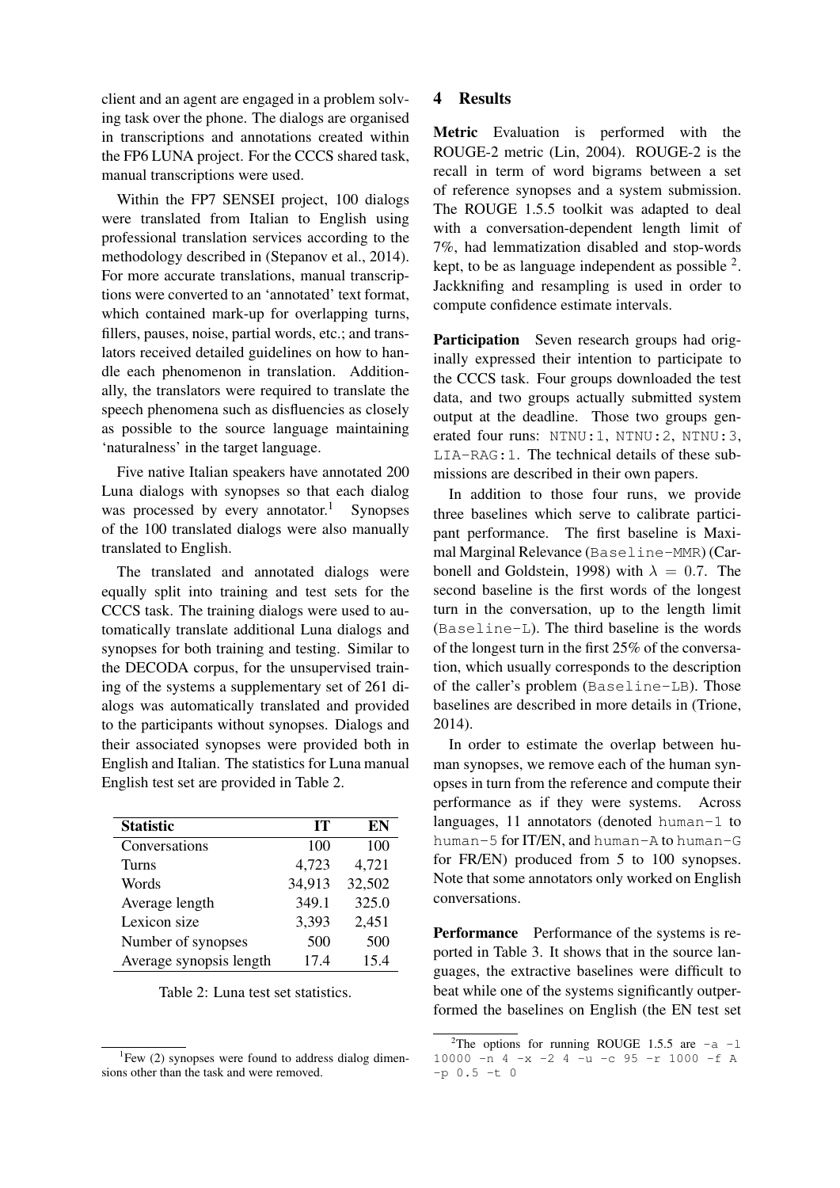client and an agent are engaged in a problem solving task over the phone. The dialogs are organised in transcriptions and annotations created within the FP6 LUNA project. For the CCCS shared task, manual transcriptions were used.

Within the FP7 SENSEI project, 100 dialogs were translated from Italian to English using professional translation services according to the methodology described in (Stepanov et al., 2014). For more accurate translations, manual transcriptions were converted to an 'annotated' text format, which contained mark-up for overlapping turns, fillers, pauses, noise, partial words, etc.; and translators received detailed guidelines on how to handle each phenomenon in translation. Additionally, the translators were required to translate the speech phenomena such as disfluencies as closely as possible to the source language maintaining 'naturalness' in the target language.

Five native Italian speakers have annotated 200 Luna dialogs with synopses so that each dialog was processed by every annotator.[1] Synopses of the 100 translated dialogs were also manually translated to English.

The translated and annotated dialogs were equally split into training and test sets for the CCCS task. The training dialogs were used to automatically translate additional Luna dialogs and synopses for both training and testing. Similar to the DECODA corpus, for the unsupervised training of the systems a supplementary set of 261 dialogs was automatically translated and provided to the participants without synopses. Dialogs and their associated synopses were provided both in English and Italian. The statistics for Luna manual English test set are provided in Table 2.

| Statistic | IT | EN |
|---|---|---|
| Conversations | 100 | 100 |
| Turns | 4,723 | 4,721 |
| Words | 34,913 | 32,502 |
| Average length | 349.1 | 325.0 |
| Lexicon size | 3,393 | 2,451 |
| Number of synopses | 500 | 500 |
| Average synopsis length | 17.4 | 15.4 |

Table 2: Luna test set statistics.

[1] Few (2) synopses were found to address dialog dimensions other than the task and were removed.

# 4 Results

**Metric** Evaluation is performed with the ROUGE-2 metric (Lin, 2004). ROUGE-2 is the recall in term of word bigrams between a set of reference synopses and a system submission. The ROUGE 1.5.5 toolkit was adapted to deal with a conversation-dependent length limit of 7%, had lemmatization disabled and stop-words kept, to be as language independent as possible [2]. Jackknifing and resampling is used in order to compute confidence estimate intervals.

**Participation** Seven research groups had originally expressed their intention to participate to the CCCS task. Four groups downloaded the test data, and two groups actually submitted system output at the deadline. Those two groups generated four runs: `NTNU:1`, `NTNU:2`, `NTNU:3`, `LIA-RAG:1`. The technical details of these submissions are described in their own papers.

In addition to those four runs, we provide three baselines which serve to calibrate participant performance. The first baseline is Maximal Marginal Relevance (`Baseline-MMR`) (Carbonell and Goldstein, 1998) with $\lambda = 0.7$. The second baseline is the first words of the longest turn in the conversation, up to the length limit (`Baseline-L`). The third baseline is the words of the longest turn in the first 25% of the conversation, which usually corresponds to the description of the caller's problem (`Baseline-LB`). Those baselines are described in more details in (Trione, 2014).

In order to estimate the overlap between human synopses, we remove each of the human synopses in turn from the reference and compute their performance as if they were systems. Across languages, 11 annotators (denoted `human-1` to `human-5` for IT/EN, and `human-A` to `human-G` for FR/EN) produced from 5 to 100 synopses. Note that some annotators only worked on English conversations.

**Performance** Performance of the systems is reported in Table 3. It shows that in the source languages, the extractive baselines were difficult to beat while one of the systems significantly outperformed the baselines on English (the EN test set

[2] The options for running ROUGE 1.5.5 are `-a -l 10000 -n 4 -x -2 4 -u -c 95 -r 1000 -f A -p 0.5 -t 0`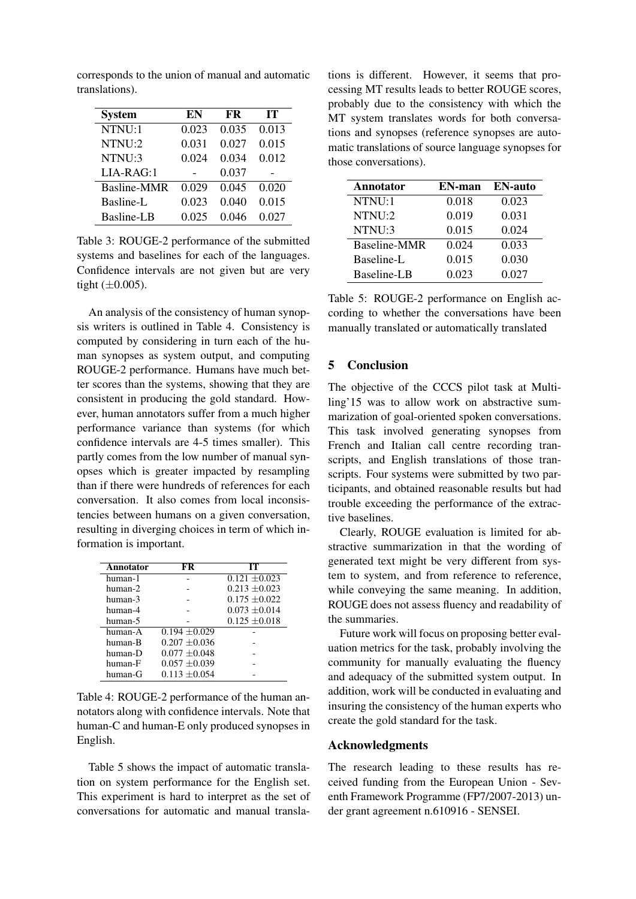corresponds to the union of manual and automatic translations).

| System | EN | FR | IT |
|---|---|---|---|
| NTNU:1 | 0.023 | 0.035 | 0.013 |
| NTNU:2 | 0.031 | 0.027 | 0.015 |
| NTNU:3 | 0.024 | 0.034 | 0.012 |
| LIA-RAG:1 | - | 0.037 | - |
| Basline-MMR | 0.029 | 0.045 | 0.020 |
| Basline-L | 0.023 | 0.040 | 0.015 |
| Basline-LB | 0.025 | 0.046 | 0.027 |

Table 3: ROUGE-2 performance of the submitted systems and baselines for each of the languages. Confidence intervals are not given but are very tight ($\pm 0.005$).

An analysis of the consistency of human synopsis writers is outlined in Table 4. Consistency is computed by considering in turn each of the human synopses as system output, and computing ROUGE-2 performance. Humans have much better scores than the systems, showing that they are consistent in producing the gold standard. However, human annotators suffer from a much higher performance variance than systems (for which confidence intervals are 4-5 times smaller). This partly comes from the low number of manual synopses which is greater impacted by resampling than if there were hundreds of references for each conversation. It also comes from local inconsistencies between humans on a given conversation, resulting in diverging choices in term of which information is important.

| Annotator | FR | IT |
|---|---|---|
| human-1 | - | $0.121 \pm 0.023$ |
| human-2 | - | $0.213 \pm 0.023$ |
| human-3 | - | $0.175 \pm 0.022$ |
| human-4 | - | $0.073 \pm 0.014$ |
| human-5 | - | $0.125 \pm 0.018$ |
| human-A | $0.194 \pm 0.029$ | - |
| human-B | $0.207 \pm 0.036$ | - |
| human-D | $0.077 \pm 0.048$ | - |
| human-F | $0.057 \pm 0.039$ | - |
| human-G | $0.113 \pm 0.054$ | - |

Table 4: ROUGE-2 performance of the human annotators along with confidence intervals. Note that human-C and human-E only produced synopses in English.

Table 5 shows the impact of automatic translation on system performance for the English set. This experiment is hard to interpret as the set of conversations for automatic and manual translations is different. However, it seems that processing MT results leads to better ROUGE scores, probably due to the consistency with which the MT system translates words for both conversations and synopses (reference synopses are automatic translations of source language synopses for those conversations).

| Annotator | EN-man | EN-auto |
|---|---|---|
| NTNU:1 | 0.018 | 0.023 |
| NTNU:2 | 0.019 | 0.031 |
| NTNU:3 | 0.015 | 0.024 |
| Baseline-MMR | 0.024 | 0.033 |
| Baseline-L | 0.015 | 0.030 |
| Baseline-LB | 0.023 | 0.027 |

Table 5: ROUGE-2 performance on English according to whether the conversations have been manually translated or automatically translated

## 5 Conclusion

The objective of the CCCS pilot task at Multiling'15 was to allow work on abstractive summarization of goal-oriented spoken conversations. This task involved generating synopses from French and Italian call centre recording transcripts, and English translations of those transcripts. Four systems were submitted by two participants, and obtained reasonable results but had trouble exceeding the performance of the extractive baselines.

Clearly, ROUGE evaluation is limited for abstractive summarization in that the wording of generated text might be very different from system to system, and from reference to reference, while conveying the same meaning. In addition, ROUGE does not assess fluency and readability of the summaries.

Future work will focus on proposing better evaluation metrics for the task, probably involving the community for manually evaluating the fluency and adequacy of the submitted system output. In addition, work will be conducted in evaluating and insuring the consistency of the human experts who create the gold standard for the task.

### Acknowledgments

The research leading to these results has received funding from the European Union - Seventh Framework Programme (FP7/2007-2013) under grant agreement n.610916 - SENSEI.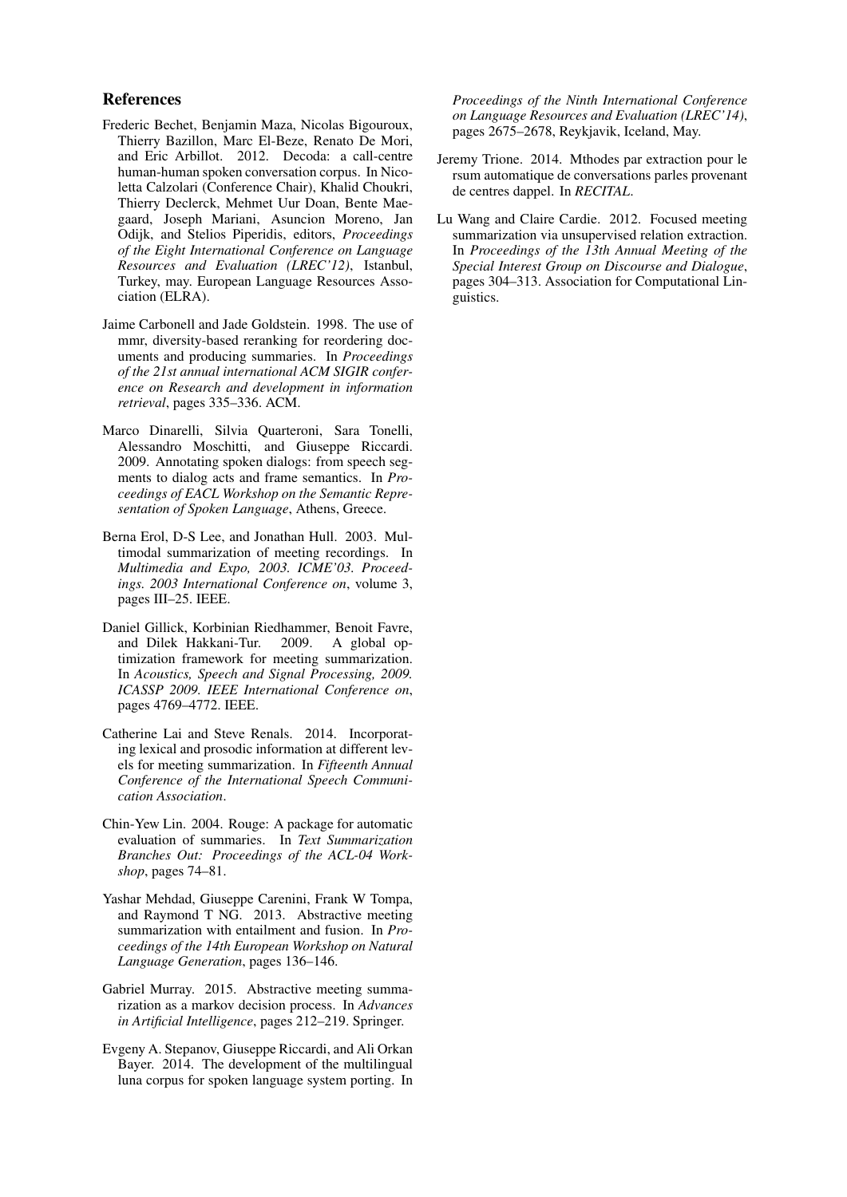## References

Frederic Bechet, Benjamin Maza, Nicolas Bigouroux, Thierry Bazillon, Marc El-Beze, Renato De Mori, and Eric Arbillot. 2012. Decoda: a call-centre human-human spoken conversation corpus. In Nicoletta Calzolari (Conference Chair), Khalid Choukri, Thierry Declerck, Mehmet Uur Doan, Bente Maegaard, Joseph Mariani, Asuncion Moreno, Jan Odijk, and Stelios Piperidis, editors, *Proceedings of the Eight International Conference on Language Resources and Evaluation (LREC'12)*, Istanbul, Turkey, may. European Language Resources Association (ELRA).

Jaime Carbonell and Jade Goldstein. 1998. The use of mmr, diversity-based reranking for reordering documents and producing summaries. In *Proceedings of the 21st annual international ACM SIGIR conference on Research and development in information retrieval*, pages 335–336. ACM.

Marco Dinarelli, Silvia Quarteroni, Sara Tonelli, Alessandro Moschitti, and Giuseppe Riccardi. 2009. Annotating spoken dialogs: from speech segments to dialog acts and frame semantics. In *Proceedings of EACL Workshop on the Semantic Representation of Spoken Language*, Athens, Greece.

Berna Erol, D-S Lee, and Jonathan Hull. 2003. Multimodal summarization of meeting recordings. In *Multimedia and Expo, 2003. ICME'03. Proceedings. 2003 International Conference on*, volume 3, pages III–25. IEEE.

Daniel Gillick, Korbinian Riedhammer, Benoit Favre, and Dilek Hakkani-Tur. 2009. A global optimization framework for meeting summarization. In *Acoustics, Speech and Signal Processing, 2009. ICASSP 2009. IEEE International Conference on*, pages 4769–4772. IEEE.

Catherine Lai and Steve Renals. 2014. Incorporating lexical and prosodic information at different levels for meeting summarization. In *Fifteenth Annual Conference of the International Speech Communication Association*.

Chin-Yew Lin. 2004. Rouge: A package for automatic evaluation of summaries. In *Text Summarization Branches Out: Proceedings of the ACL-04 Workshop*, pages 74–81.

Yashar Mehdad, Giuseppe Carenini, Frank W Tompa, and Raymond T NG. 2013. Abstractive meeting summarization with entailment and fusion. In *Proceedings of the 14th European Workshop on Natural Language Generation*, pages 136–146.

Gabriel Murray. 2015. Abstractive meeting summarization as a markov decision process. In *Advances in Artificial Intelligence*, pages 212–219. Springer.

Evgeny A. Stepanov, Giuseppe Riccardi, and Ali Orkan Bayer. 2014. The development of the multilingual luna corpus for spoken language system porting. In *Proceedings of the Ninth International Conference on Language Resources and Evaluation (LREC'14)*, pages 2675–2678, Reykjavik, Iceland, May.

Jeremy Trione. 2014. Mthodes par extraction pour le rsum automatique de conversations parles provenant de centres dappel. In *RECITAL*.

Lu Wang and Claire Cardie. 2012. Focused meeting summarization via unsupervised relation extraction. In *Proceedings of the 13th Annual Meeting of the Special Interest Group on Discourse and Dialogue*, pages 304–313. Association for Computational Linguistics.